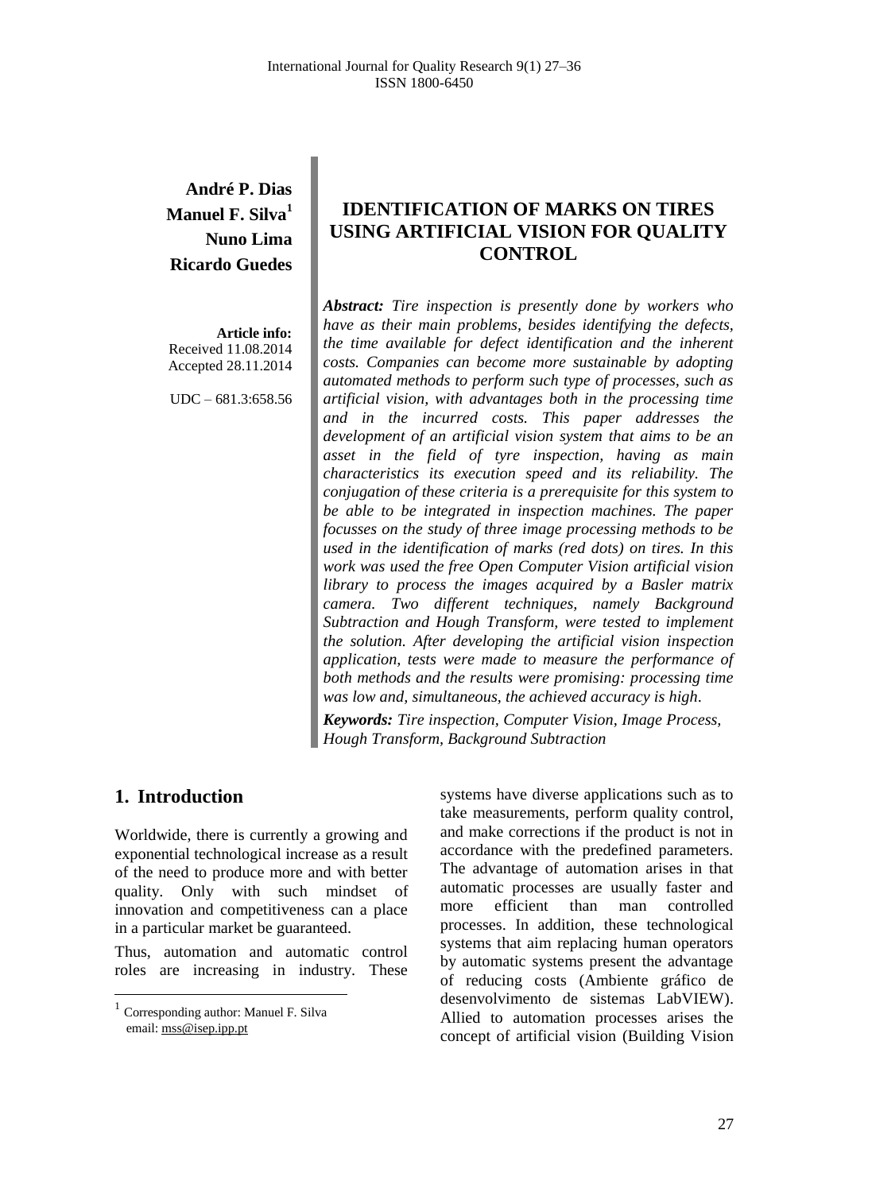**André P. Dias**
**Manuel F. Silva**[1]
**Nuno Lima**
**Ricardo Guedes**

**Article info:**
Received 11.08.2014
Accepted 28.11.2014

UDC – 681.3:658.56

# IDENTIFICATION OF MARKS ON TIRES USING ARTIFICIAL VISION FOR QUALITY CONTROL

***Abstract:*** *Tire inspection is presently done by workers who have as their main problems, besides identifying the defects, the time available for defect identification and the inherent costs. Companies can become more sustainable by adopting automated methods to perform such type of processes, such as artificial vision, with advantages both in the processing time and in the incurred costs. This paper addresses the development of an artificial vision system that aims to be an asset in the field of tyre inspection, having as main characteristics its execution speed and its reliability. The conjugation of these criteria is a prerequisite for this system to be able to be integrated in inspection machines. The paper focusses on the study of three image processing methods to be used in the identification of marks (red dots) on tires. In this work was used the free Open Computer Vision artificial vision library to process the images acquired by a Basler matrix camera. Two different techniques, namely Background Subtraction and Hough Transform, were tested to implement the solution. After developing the artificial vision inspection application, tests were made to measure the performance of both methods and the results were promising: processing time was low and, simultaneous, the achieved accuracy is high.*

***Keywords:*** *Tire inspection, Computer Vision, Image Process, Hough Transform, Background Subtraction*

## 1. Introduction

Worldwide, there is currently a growing and exponential technological increase as a result of the need to produce more and with better quality. Only with such mindset of innovation and competitiveness can a place in a particular market be guaranteed.

Thus, automation and automatic control roles are increasing in industry. These systems have diverse applications such as to take measurements, perform quality control, and make corrections if the product is not in accordance with the predefined parameters. The advantage of automation arises in that automatic processes are usually faster and more efficient than man controlled processes. In addition, these technological systems that aim replacing human operators by automatic systems present the advantage of reducing costs (Ambiente gráfico de desenvolvimento de sistemas LabVIEW). Allied to automation processes arises the concept of artificial vision (Building Vision

[1] Corresponding author: Manuel F. Silva
email: mss@isep.ipp.pt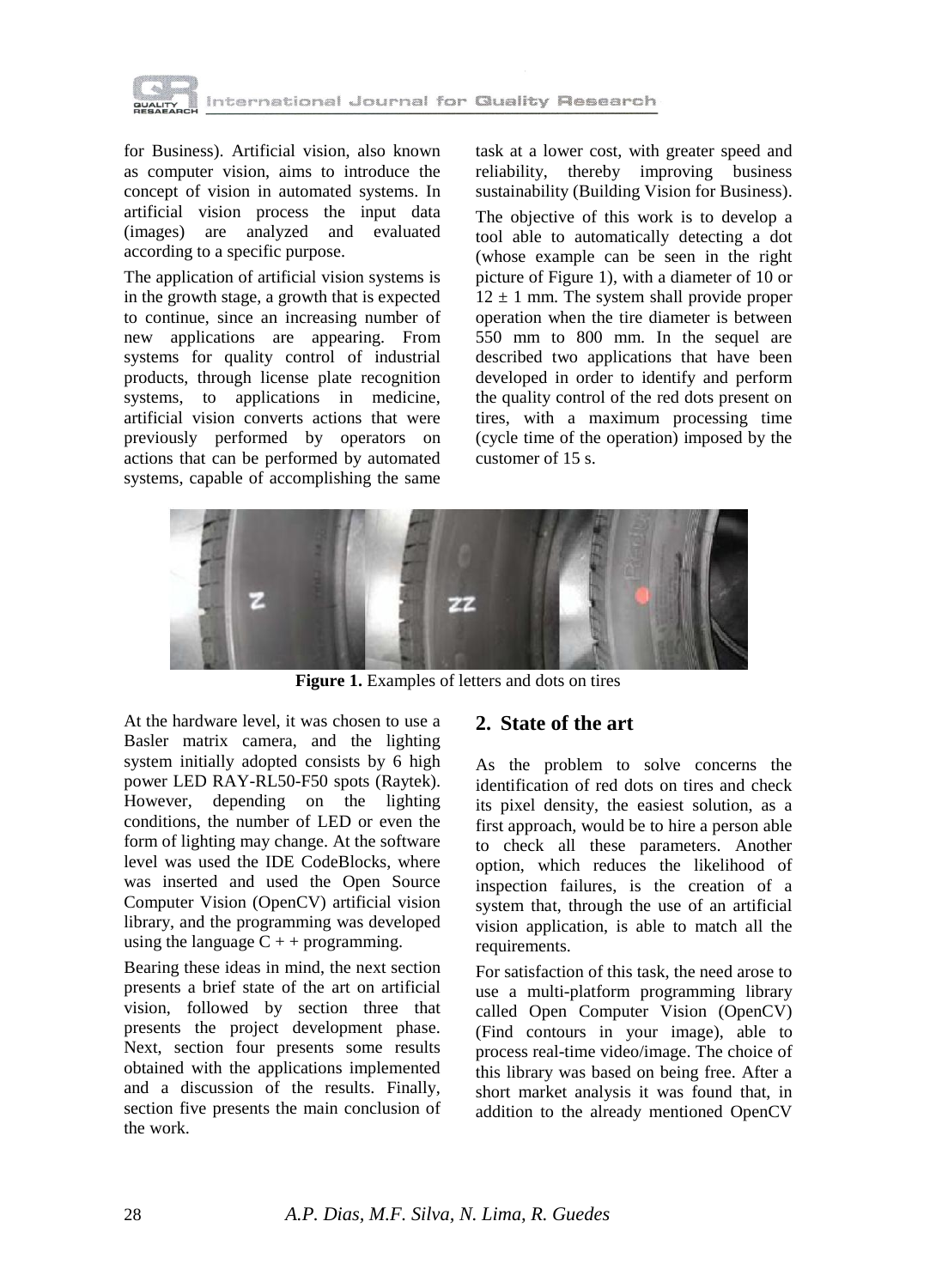for Business). Artificial vision, also known as computer vision, aims to introduce the concept of vision in automated systems. In artificial vision process the input data (images) are analyzed and evaluated according to a specific purpose.

The application of artificial vision systems is in the growth stage, a growth that is expected to continue, since an increasing number of new applications are appearing. From systems for quality control of industrial products, through license plate recognition systems, to applications in medicine, artificial vision converts actions that were previously performed by operators on actions that can be performed by automated systems, capable of accomplishing the same task at a lower cost, with greater speed and reliability, thereby improving business sustainability (Building Vision for Business).

The objective of this work is to develop a tool able to automatically detecting a dot (whose example can be seen in the right picture of Figure 1), with a diameter of 10 or $12 \pm 1$ mm. The system shall provide proper operation when the tire diameter is between 550 mm to 800 mm. In the sequel are described two applications that have been developed in order to identify and perform the quality control of the red dots present on tires, with a maximum processing time (cycle time of the operation) imposed by the customer of 15 s.

**Figure 1.** Examples of letters and dots on tires

At the hardware level, it was chosen to use a Basler matrix camera, and the lighting system initially adopted consists by 6 high power LED RAY-RL50-F50 spots (Raytek). However, depending on the lighting conditions, the number of LED or even the form of lighting may change. At the software level was used the IDE CodeBlocks, where was inserted and used the Open Source Computer Vision (OpenCV) artificial vision library, and the programming was developed using the language C + + programming.

Bearing these ideas in mind, the next section presents a brief state of the art on artificial vision, followed by section three that presents the project development phase. Next, section four presents some results obtained with the applications implemented and a discussion of the results. Finally, section five presents the main conclusion of the work.

## 2. State of the art

As the problem to solve concerns the identification of red dots on tires and check its pixel density, the easiest solution, as a first approach, would be to hire a person able to check all these parameters. Another option, which reduces the likelihood of inspection failures, is the creation of a system that, through the use of an artificial vision application, is able to match all the requirements.

For satisfaction of this task, the need arose to use a multi-platform programming library called Open Computer Vision (OpenCV) (Find contours in your image), able to process real-time video/image. The choice of this library was based on being free. After a short market analysis it was found that, in addition to the already mentioned OpenCV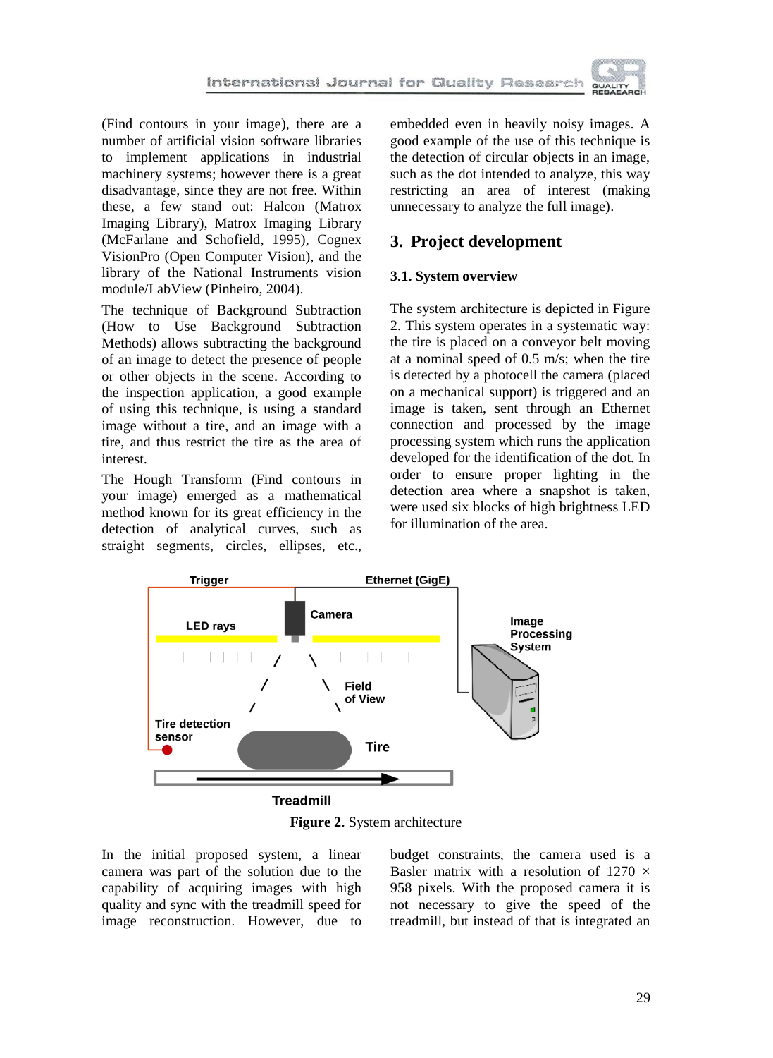(Find contours in your image), there are a number of artificial vision software libraries to implement applications in industrial machinery systems; however there is a great disadvantage, since they are not free. Within these, a few stand out: Halcon (Matrox Imaging Library), Matrox Imaging Library (McFarlane and Schofield, 1995), Cognex VisionPro (Open Computer Vision), and the library of the National Instruments vision module/LabView (Pinheiro, 2004).

The technique of Background Subtraction (How to Use Background Subtraction Methods) allows subtracting the background of an image to detect the presence of people or other objects in the scene. According to the inspection application, a good example of using this technique, is using a standard image without a tire, and an image with a tire, and thus restrict the tire as the area of interest.

The Hough Transform (Find contours in your image) emerged as a mathematical method known for its great efficiency in the detection of analytical curves, such as straight segments, circles, ellipses, etc., embedded even in heavily noisy images. A good example of the use of this technique is the detection of circular objects in an image, such as the dot intended to analyze, this way restricting an area of interest (making unnecessary to analyze the full image).

## 3. Project development

### 3.1. System overview

The system architecture is depicted in Figure 2. This system operates in a systematic way: the tire is placed on a conveyor belt moving at a nominal speed of 0.5 m/s; when the tire is detected by a photocell the camera (placed on a mechanical support) is triggered and an image is taken, sent through an Ethernet connection and processed by the image processing system which runs the application developed for the identification of the dot. In order to ensure proper lighting in the detection area where a snapshot is taken, were used six blocks of high brightness LED for illumination of the area.

**Figure 2.** System architecture

In the initial proposed system, a linear camera was part of the solution due to the capability of acquiring images with high quality and sync with the treadmill speed for image reconstruction. However, due to budget constraints, the camera used is a Basler matrix with a resolution of 1270 × 958 pixels. With the proposed camera it is not necessary to give the speed of the treadmill, but instead of that is integrated an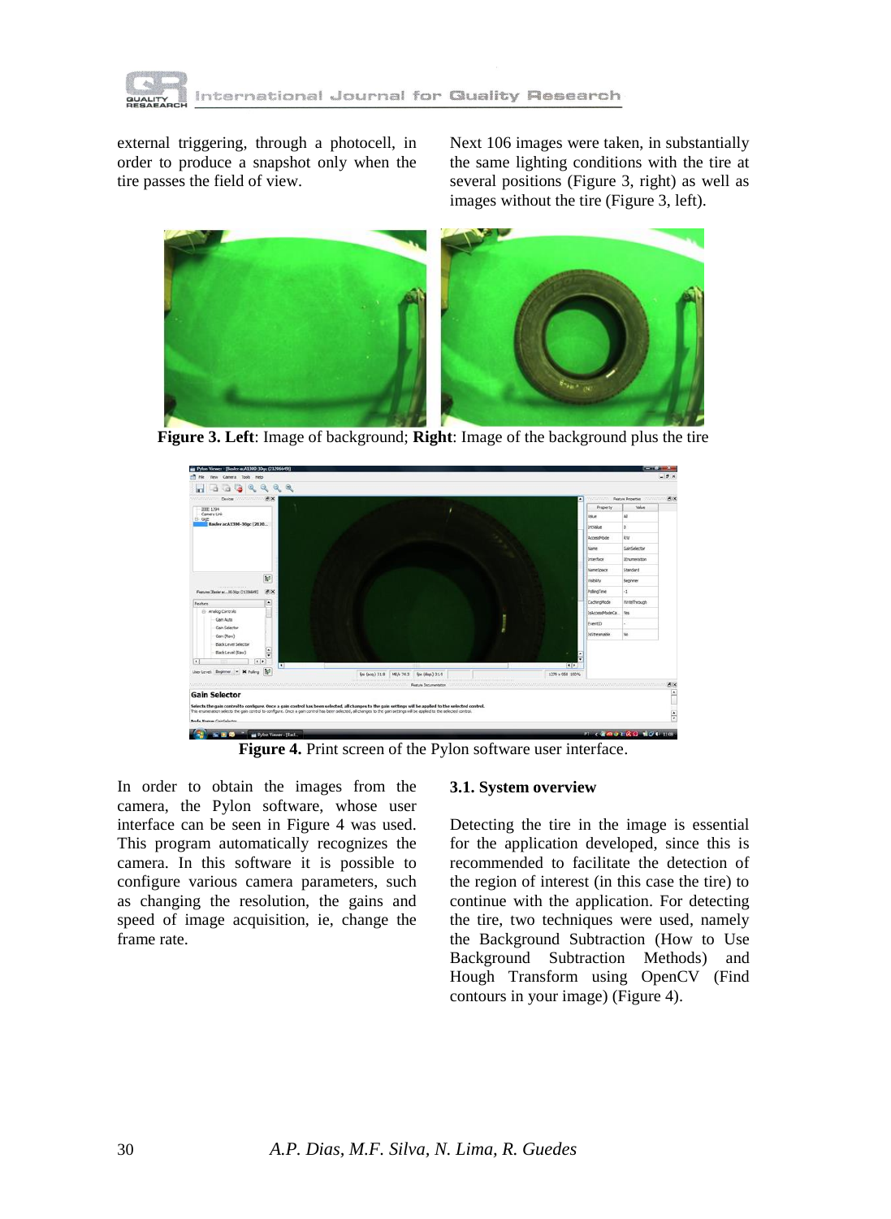external triggering, through a photocell, in order to produce a snapshot only when the tire passes the field of view.

Next 106 images were taken, in substantially the same lighting conditions with the tire at several positions (Figure 3, right) as well as images without the tire (Figure 3, left).

**Figure 3. Left**: Image of background; **Right**: Image of the background plus the tire

**Figure 4.** Print screen of the Pylon software user interface.

In order to obtain the images from the camera, the Pylon software, whose user interface can be seen in Figure 4 was used. This program automatically recognizes the camera. In this software it is possible to configure various camera parameters, such as changing the resolution, the gains and speed of image acquisition, ie, change the frame rate.

### 3.1. System overview

Detecting the tire in the image is essential for the application developed, since this is recommended to facilitate the detection of the region of interest (in this case the tire) to continue with the application. For detecting the tire, two techniques were used, namely the Background Subtraction (How to Use Background Subtraction Methods) and Hough Transform using OpenCV (Find contours in your image) (Figure 4).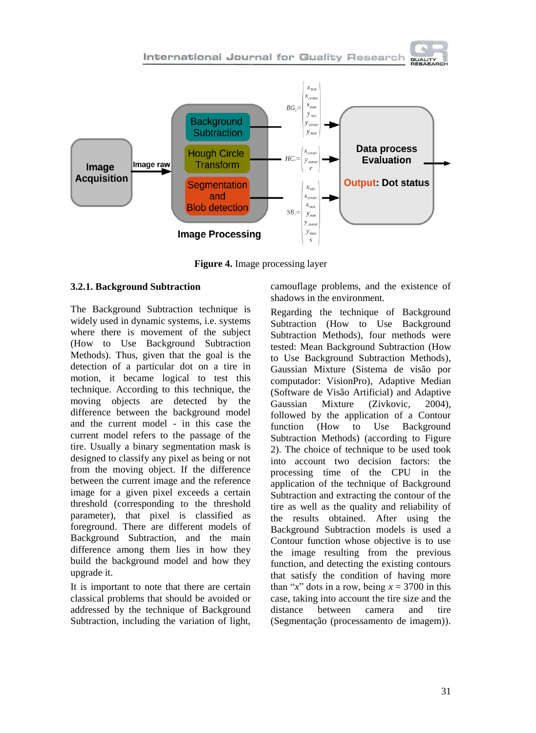Figure 4. Image processing layer

### 3.2.1. Background Subtraction

The Background Subtraction technique is widely used in dynamic systems, i.e. systems where there is movement of the subject (How to Use Background Subtraction Methods). Thus, given that the goal is the detection of a particular dot on a tire in motion, it became logical to test this technique. According to this technique, the moving objects are detected by the difference between the background model and the current model - in this case the current model refers to the passage of the tire. Usually a binary segmentation mask is designed to classify any pixel as being or not from the moving object. If the difference between the current image and the reference image for a given pixel exceeds a certain threshold (corresponding to the threshold parameter), that pixel is classified as foreground. There are different models of Background Subtraction, and the main difference among them lies in how they build the background model and how they upgrade it.

It is important to note that there are certain classical problems that should be avoided or addressed by the technique of Background Subtraction, including the variation of light, camouflage problems, and the existence of shadows in the environment.

Regarding the technique of Background Subtraction (How to Use Background Subtraction Methods), four methods were tested: Mean Background Subtraction (How to Use Background Subtraction Methods), Gaussian Mixture (Sistema de visão por computador: VisionPro), Adaptive Median (Software de Visão Artificial) and Adaptive Gaussian Mixture (Zivkovic, 2004), followed by the application of a Contour function (How to Use Background Subtraction Methods) (according to Figure 2). The choice of technique to be used took into account two decision factors: the processing time of the CPU in the application of the technique of Background Subtraction and extracting the contour of the tire as well as the quality and reliability of the results obtained. After using the Background Subtraction models is used a Contour function whose objective is to use the image resulting from the previous function, and detecting the existing contours that satisfy the condition of having more than "$x$" dots in a row, being $x$ = 3700 in this case, taking into account the tire size and the distance between camera and tire (Segmentação (processamento de imagem)).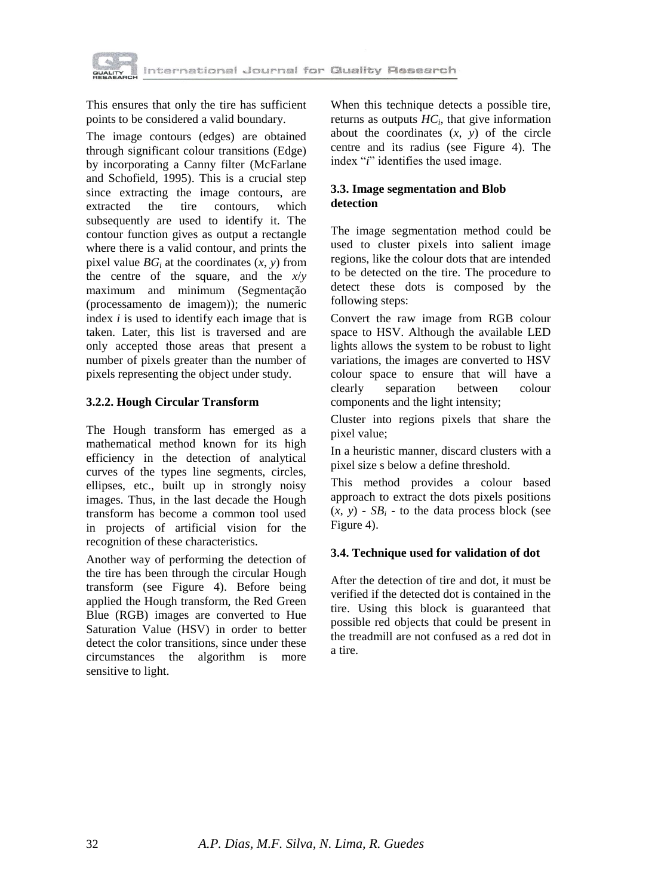This ensures that only the tire has sufficient points to be considered a valid boundary.

The image contours (edges) are obtained through significant colour transitions (Edge) by incorporating a Canny filter (McFarlane and Schofield, 1995). This is a crucial step since extracting the image contours, are extracted the tire contours, which subsequently are used to identify it. The contour function gives as output a rectangle where there is a valid contour, and prints the pixel value $BG_i$ at the coordinates ($x$, $y$) from the centre of the square, and the $x$/$y$ maximum and minimum (Segmentação (processamento de imagem)); the numeric index $i$ is used to identify each image that is taken. Later, this list is traversed and are only accepted those areas that present a number of pixels greater than the number of pixels representing the object under study.

#### 3.2.2. Hough Circular Transform

The Hough transform has emerged as a mathematical method known for its high efficiency in the detection of analytical curves of the types line segments, circles, ellipses, etc., built up in strongly noisy images. Thus, in the last decade the Hough transform has become a common tool used in projects of artificial vision for the recognition of these characteristics.

Another way of performing the detection of the tire has been through the circular Hough transform (see Figure 4). Before being applied the Hough transform, the Red Green Blue (RGB) images are converted to Hue Saturation Value (HSV) in order to better detect the color transitions, since under these circumstances the algorithm is more sensitive to light.

When this technique detects a possible tire, returns as outputs $HC_i$, that give information about the coordinates ($x$, $y$) of the circle centre and its radius (see Figure 4). The index "$i$" identifies the used image.

### 3.3. Image segmentation and Blob detection

The image segmentation method could be used to cluster pixels into salient image regions, like the colour dots that are intended to be detected on the tire. The procedure to detect these dots is composed by the following steps:

Convert the raw image from RGB colour space to HSV. Although the available LED lights allows the system to be robust to light variations, the images are converted to HSV colour space to ensure that will have a clearly separation between colour components and the light intensity;

Cluster into regions pixels that share the pixel value;

In a heuristic manner, discard clusters with a pixel size s below a define threshold.

This method provides a colour based approach to extract the dots pixels positions ($x$, $y$) - $SB_i$ - to the data process block (see Figure 4).

### 3.4. Technique used for validation of dot

After the detection of tire and dot, it must be verified if the detected dot is contained in the tire. Using this block is guaranteed that possible red objects that could be present in the treadmill are not confused as a red dot in a tire.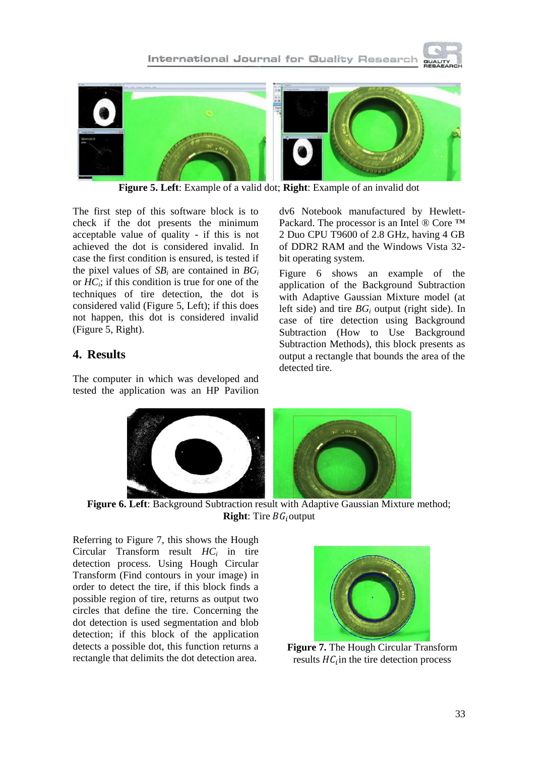Figure 5. **Left**: Example of a valid dot; **Right**: Example of an invalid dot

The first step of this software block is to check if the dot presents the minimum acceptable value of quality - if this is not achieved the dot is considered invalid. In case the first condition is ensured, is tested if the pixel values of $SB_i$ are contained in $BG_i$ or $HC_i$; if this condition is true for one of the techniques of tire detection, the dot is considered valid (Figure 5, Left); if this does not happen, this dot is considered invalid (Figure 5, Right).

## 4. Results

The computer in which was developed and tested the application was an HP Pavilion dv6 Notebook manufactured by Hewlett-Packard. The processor is an Intel ® Core ™ 2 Duo CPU T9600 of 2.8 GHz, having 4 GB of DDR2 RAM and the Windows Vista 32-bit operating system.

Figure 6 shows an example of the application of the Background Subtraction with Adaptive Gaussian Mixture model (at left side) and tire $BG_i$ output (right side). In case of tire detection using Background Subtraction (How to Use Background Subtraction Methods), this block presents as output a rectangle that bounds the area of the detected tire.

**Figure 6. Left**: Background Subtraction result with Adaptive Gaussian Mixture method; **Right**: Tire $BG_i$ output

Referring to Figure 7, this shows the Hough Circular Transform result $HC_i$ in tire detection process. Using Hough Circular Transform (Find contours in your image) in order to detect the tire, if this block finds a possible region of tire, returns as output two circles that define the tire. Concerning the dot detection is used segmentation and blob detection; if this block of the application detects a possible dot, this function returns a rectangle that delimits the dot detection area.

**Figure 7.** The Hough Circular Transform results $HC_i$ in the tire detection process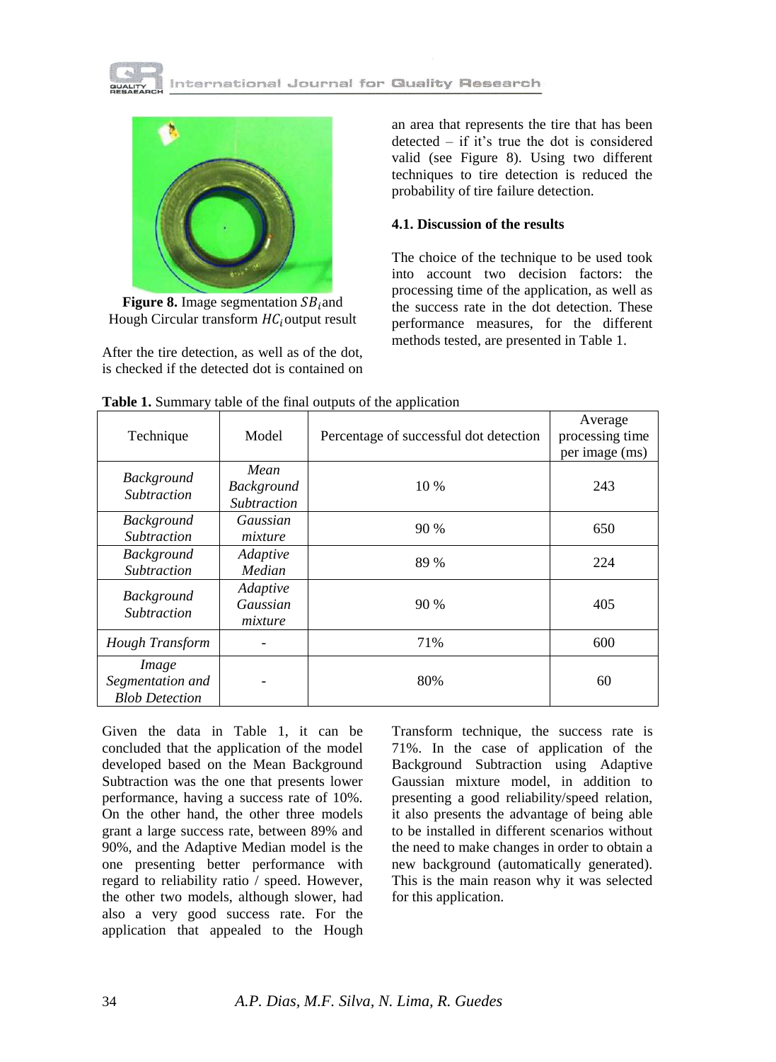**Figure 8.** Image segmentation $SB_i$ and Hough Circular transform $HC_i$ output result

After the tire detection, as well as of the dot, is checked if the detected dot is contained on an area that represents the tire that has been detected – if it's true the dot is considered valid (see Figure 8). Using two different techniques to tire detection is reduced the probability of tire failure detection.

### 4.1. Discussion of the results

The choice of the technique to be used took into account two decision factors: the processing time of the application, as well as the success rate in the dot detection. These performance measures, for the different methods tested, are presented in Table 1.

**Table 1.** Summary table of the final outputs of the application

| Technique | Model | Percentage of successful dot detection | Average processing time per image (ms) |
|---|---|---|---|
| *Background Subtraction* | *Mean Background Subtraction* | 10 % | 243 |
| *Background Subtraction* | *Gaussian mixture* | 90 % | 650 |
| *Background Subtraction* | *Adaptive Median* | 89 % | 224 |
| *Background Subtraction* | *Adaptive Gaussian mixture* | 90 % | 405 |
| *Hough Transform* | - | 71% | 600 |
| *Image Segmentation and Blob Detection* | - | 80% | 60 |

Given the data in Table 1, it can be concluded that the application of the model developed based on the Mean Background Subtraction was the one that presents lower performance, having a success rate of 10%. On the other hand, the other three models grant a large success rate, between 89% and 90%, and the Adaptive Median model is the one presenting better performance with regard to reliability ratio / speed. However, the other two models, although slower, had also a very good success rate. For the application that appealed to the Hough Transform technique, the success rate is 71%. In the case of application of the Background Subtraction using Adaptive Gaussian mixture model, in addition to presenting a good reliability/speed relation, it also presents the advantage of being able to be installed in different scenarios without the need to make changes in order to obtain a new background (automatically generated). This is the main reason why it was selected for this application.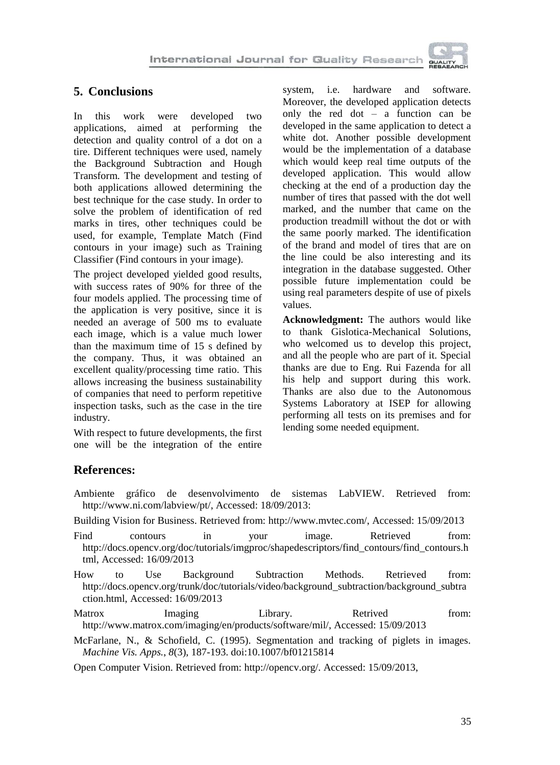## 5. Conclusions

In this work were developed two applications, aimed at performing the detection and quality control of a dot on a tire. Different techniques were used, namely the Background Subtraction and Hough Transform. The development and testing of both applications allowed determining the best technique for the case study. In order to solve the problem of identification of red marks in tires, other techniques could be used, for example, Template Match (Find contours in your image) such as Training Classifier (Find contours in your image).

The project developed yielded good results, with success rates of 90% for three of the four models applied. The processing time of the application is very positive, since it is needed an average of 500 ms to evaluate each image, which is a value much lower than the maximum time of 15 s defined by the company. Thus, it was obtained an excellent quality/processing time ratio. This allows increasing the business sustainability of companies that need to perform repetitive inspection tasks, such as the case in the tire industry.

With respect to future developments, the first one will be the integration of the entire system, i.e. hardware and software. Moreover, the developed application detects only the red dot – a function can be developed in the same application to detect a white dot. Another possible development would be the implementation of a database which would keep real time outputs of the developed application. This would allow checking at the end of a production day the number of tires that passed with the dot well marked, and the number that came on the production treadmill without the dot or with the same poorly marked. The identification of the brand and model of tires that are on the line could be also interesting and its integration in the database suggested. Other possible future implementation could be using real parameters despite of use of pixels values.

**Acknowledgment:** The authors would like to thank Gislotica-Mechanical Solutions, who welcomed us to develop this project, and all the people who are part of it. Special thanks are due to Eng. Rui Fazenda for all his help and support during this work. Thanks are also due to the Autonomous Systems Laboratory at ISEP for allowing performing all tests on its premises and for lending some needed equipment.

## References:

Ambiente gráfico de desenvolvimento de sistemas LabVIEW. Retrieved from: http://www.ni.com/labview/pt/, Accessed: 18/09/2013:

Building Vision for Business. Retrieved from: http://www.mvtec.com/, Accessed: 15/09/2013

Find contours in your image. Retrieved from: http://docs.opencv.org/doc/tutorials/imgproc/shapedescriptors/find_contours/find_contours.html, Accessed: 16/09/2013

How to Use Background Subtraction Methods. Retrieved from: http://docs.opencv.org/trunk/doc/tutorials/video/background_subtraction/background_subtraction.html, Accessed: 16/09/2013

Matrox Imaging Library. Retrived from: http://www.matrox.com/imaging/en/products/software/mil/, Accessed: 15/09/2013

McFarlane, N., & Schofield, C. (1995). Segmentation and tracking of piglets in images. *Machine Vis. Apps.*, *8*(3), 187-193. doi:10.1007/bf01215814

Open Computer Vision. Retrieved from: http://opencv.org/. Accessed: 15/09/2013,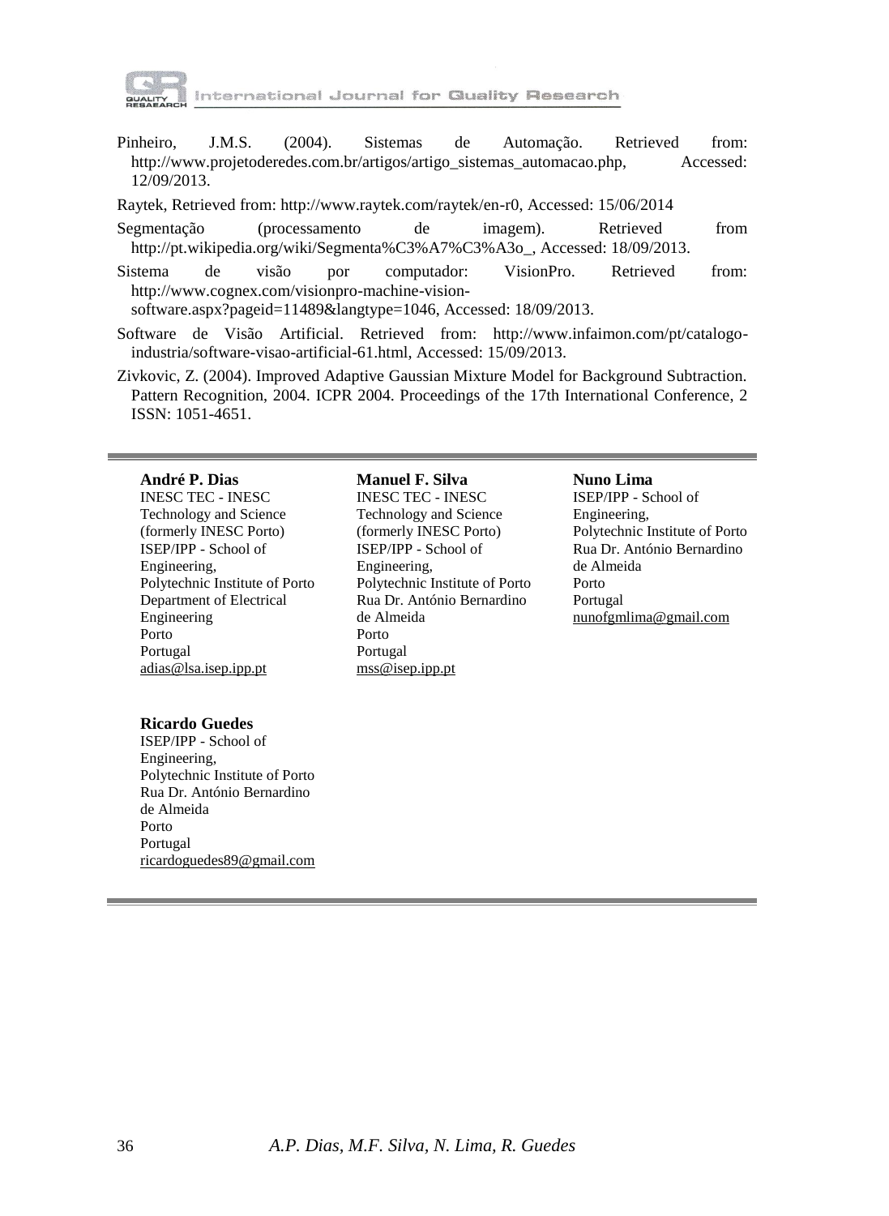Pinheiro, J.M.S. (2004). Sistemas de Automação. Retrieved from: http://www.projetoderedes.com.br/artigos/artigo_sistemas_automacao.php, Accessed: 12/09/2013.

Raytek, Retrieved from: http://www.raytek.com/raytek/en-r0, Accessed: 15/06/2014

Segmentação (processamento de imagem). Retrieved from http://pt.wikipedia.org/wiki/Segmenta%C3%A7%C3%A3o_, Accessed: 18/09/2013.

Sistema de visão por computador: VisionPro. Retrieved from: http://www.cognex.com/visionpro-machine-vision-software.aspx?pageid=11489&langtype=1046, Accessed: 18/09/2013.

Software de Visão Artificial. Retrieved from: http://www.infaimon.com/pt/catalogo-industria/software-visao-artificial-61.html, Accessed: 15/09/2013.

Zivkovic, Z. (2004). Improved Adaptive Gaussian Mixture Model for Background Subtraction. Pattern Recognition, 2004. ICPR 2004. Proceedings of the 17th International Conference, 2 ISSN: 1051-4651.

---

**André P. Dias**
INESC TEC - INESC Technology and Science (formerly INESC Porto)
ISEP/IPP - School of Engineering,
Polytechnic Institute of Porto
Department of Electrical Engineering
Porto
Portugal
adias@lsa.isep.ipp.pt

**Manuel F. Silva**
INESC TEC - INESC Technology and Science (formerly INESC Porto)
ISEP/IPP - School of Engineering,
Polytechnic Institute of Porto
Rua Dr. António Bernardino de Almeida
Porto
Portugal
mss@isep.ipp.pt

**Nuno Lima**
ISEP/IPP - School of Engineering,
Polytechnic Institute of Porto
Rua Dr. António Bernardino de Almeida
Porto
Portugal
nunofgmlima@gmail.com

**Ricardo Guedes**
ISEP/IPP - School of Engineering,
Polytechnic Institute of Porto
Rua Dr. António Bernardino de Almeida
Porto
Portugal
ricardoguedes89@gmail.com